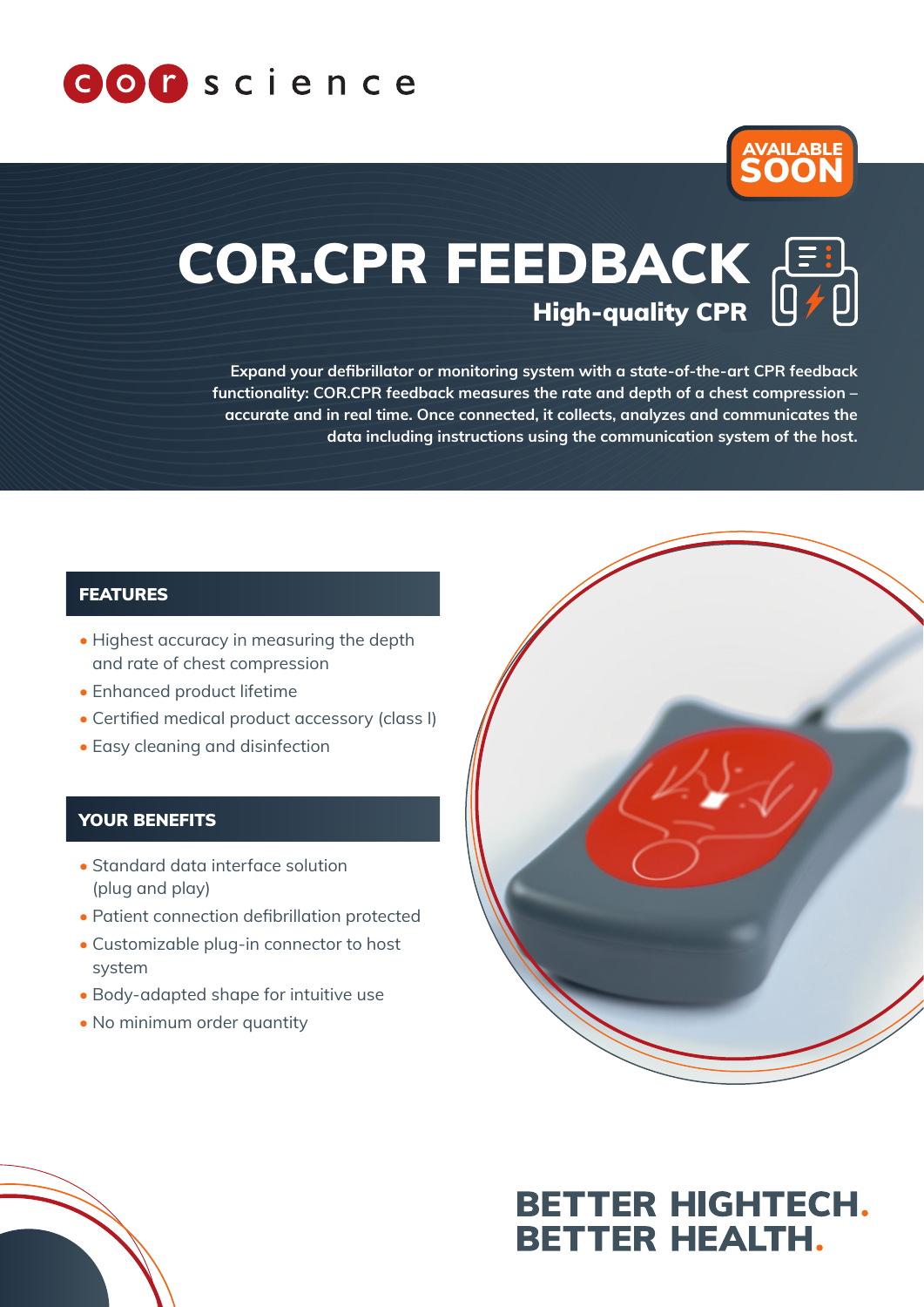cor science

AVAILABLE SOON

# COR.CPR FEEDBACK

## High-quality CPR

**Expand your defibrillator or monitoring system with a state-of-the-art CPR feedback functionality: COR.CPR feedback measures the rate and depth of a chest compression – accurate and in real time. Once connected, it collects, analyzes and communicates the data including instructions using the communication system of the host.**

### FEATURES

- Highest accuracy in measuring the depth and rate of chest compression
- Enhanced product lifetime
- Certified medical product accessory (class I)
- Easy cleaning and disinfection

### YOUR BENEFITS

- Standard data interface solution (plug and play)
- Patient connection defibrillation protected
- Customizable plug-in connector to host system
- Body-adapted shape for intuitive use
- No minimum order quantity

**BETTER HIGHTECH.**
**BETTER HEALTH.**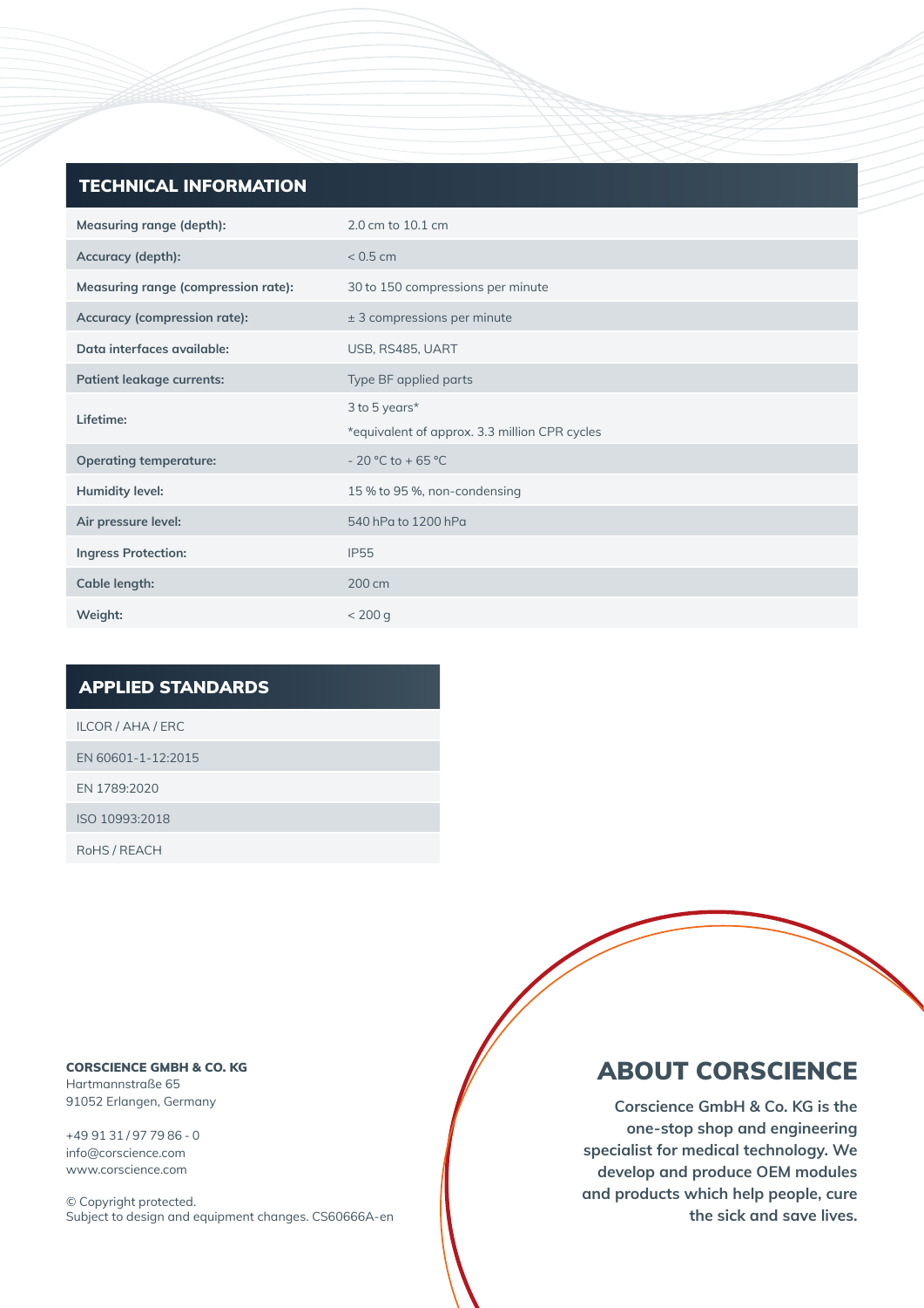## TECHNICAL INFORMATION

| | |
|---|---|
| **Measuring range (depth):** | 2.0 cm to 10.1 cm |
| **Accuracy (depth):** | < 0.5 cm |
| **Measuring range (compression rate):** | 30 to 150 compressions per minute |
| **Accuracy (compression rate):** | ± 3 compressions per minute |
| **Data interfaces available:** | USB, RS485, UART |
| **Patient leakage currents:** | Type BF applied parts |
| **Lifetime:** | 3 to 5 years* <br> *equivalent of approx. 3.3 million CPR cycles |
| **Operating temperature:** | - 20 °C to + 65 °C |
| **Humidity level:** | 15 % to 95 %, non-condensing |
| **Air pressure level:** | 540 hPa to 1200 hPa |
| **Ingress Protection:** | IP55 |
| **Cable length:** | 200 cm |
| **Weight:** | < 200 g |

## APPLIED STANDARDS

| |
|---|
| ILCOR / AHA / ERC |
| EN 60601-1-12:2015 |
| EN 1789:2020 |
| ISO 10993:2018 |
| RoHS / REACH |

**CORSCIENCE GMBH & CO. KG**
Hartmannstraße 65
91052 Erlangen, Germany

+49 91 31 / 97 79 86 - 0
info@corscience.com
www.corscience.com

© Copyright protected.
Subject to design and equipment changes. CS60666A-en

## ABOUT CORSCIENCE

**Corscience GmbH & Co. KG is the one-stop shop and engineering specialist for medical technology. We develop and produce OEM modules and products which help people, cure the sick and save lives.**